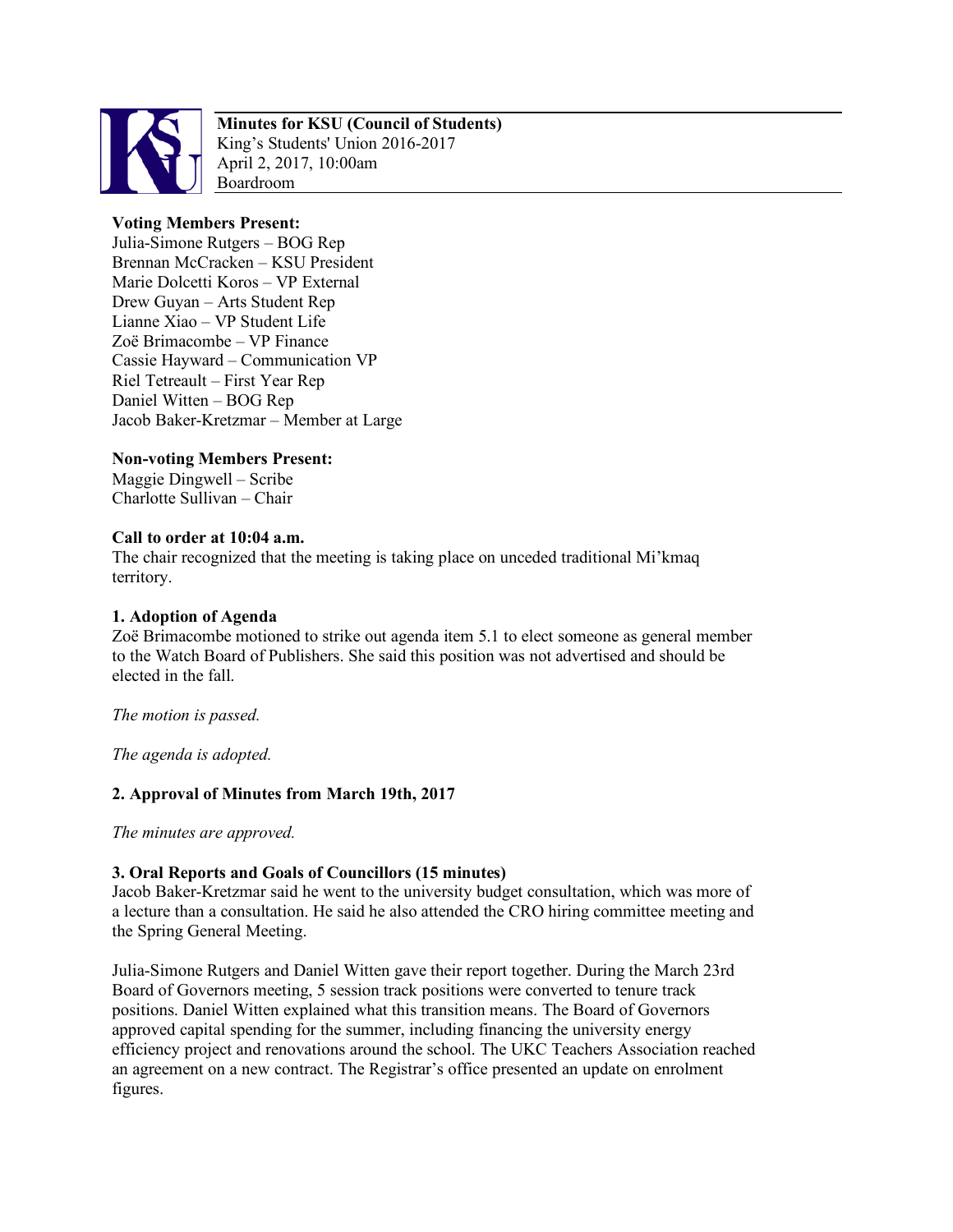**Minutes for KSU (Council of Students)**
King's Students' Union 2016-2017
April 2, 2017, 10:00am
Boardroom

**Voting Members Present:**
Julia-Simone Rutgers – BOG Rep
Brennan McCracken – KSU President
Marie Dolcetti Koros – VP External
Drew Guyan – Arts Student Rep
Lianne Xiao – VP Student Life
Zoë Brimacombe – VP Finance
Cassie Hayward – Communication VP
Riel Tetreault – First Year Rep
Daniel Witten – BOG Rep
Jacob Baker-Kretzmar – Member at Large

**Non-voting Members Present:**
Maggie Dingwell – Scribe
Charlotte Sullivan – Chair

**Call to order at 10:04 a.m.**
The chair recognized that the meeting is taking place on unceded traditional Mi'kmaq territory.

**1. Adoption of Agenda**
Zoë Brimacombe motioned to strike out agenda item 5.1 to elect someone as general member to the Watch Board of Publishers. She said this position was not advertised and should be elected in the fall.

*The motion is passed.*

*The agenda is adopted.*

**2. Approval of Minutes from March 19th, 2017**

*The minutes are approved.*

**3. Oral Reports and Goals of Councillors (15 minutes)**
Jacob Baker-Kretzmar said he went to the university budget consultation, which was more of a lecture than a consultation. He said he also attended the CRO hiring committee meeting and the Spring General Meeting.

Julia-Simone Rutgers and Daniel Witten gave their report together. During the March 23rd Board of Governors meeting, 5 session track positions were converted to tenure track positions. Daniel Witten explained what this transition means. The Board of Governors approved capital spending for the summer, including financing the university energy efficiency project and renovations around the school. The UKC Teachers Association reached an agreement on a new contract. The Registrar's office presented an update on enrolment figures.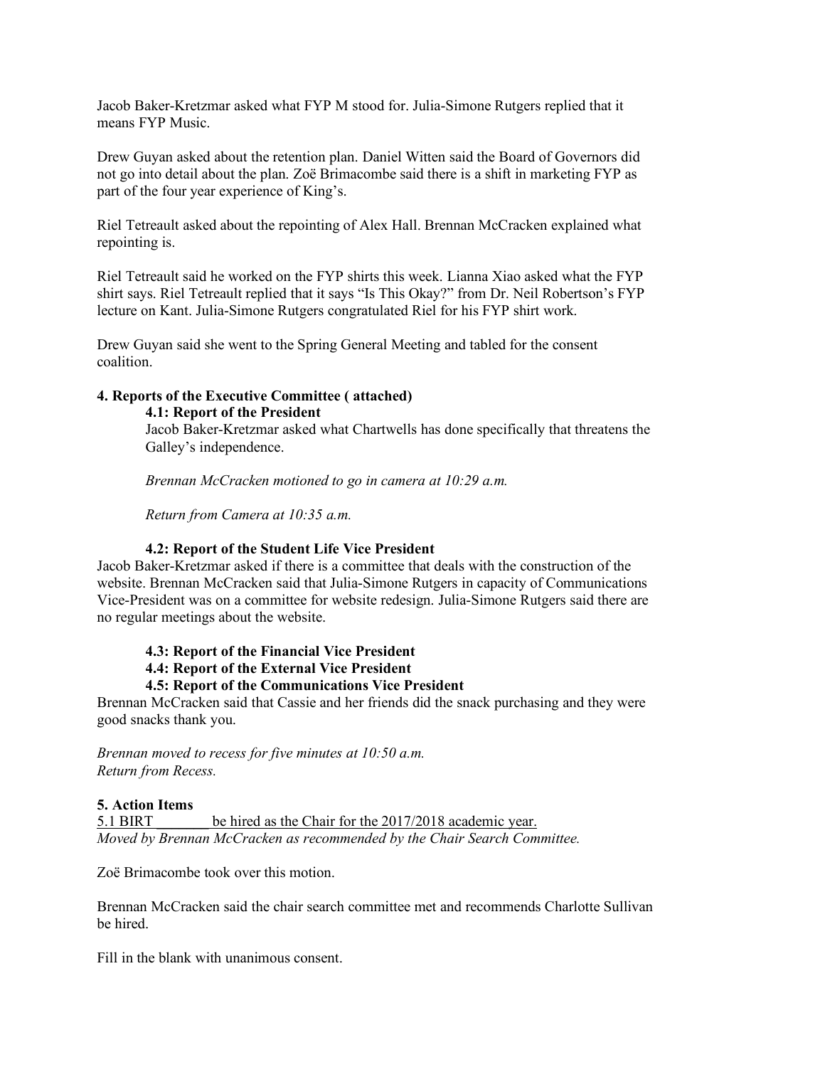Jacob Baker-Kretzmar asked what FYP M stood for. Julia-Simone Rutgers replied that it means FYP Music.

Drew Guyan asked about the retention plan. Daniel Witten said the Board of Governors did not go into detail about the plan. Zoë Brimacombe said there is a shift in marketing FYP as part of the four year experience of King's.

Riel Tetreault asked about the repointing of Alex Hall. Brennan McCracken explained what repointing is.

Riel Tetreault said he worked on the FYP shirts this week. Lianna Xiao asked what the FYP shirt says. Riel Tetreault replied that it says "Is This Okay?" from Dr. Neil Robertson's FYP lecture on Kant. Julia-Simone Rutgers congratulated Riel for his FYP shirt work.

Drew Guyan said she went to the Spring General Meeting and tabled for the consent coalition.

**4. Reports of the Executive Committee ( attached)**

**4.1: Report of the President**

Jacob Baker-Kretzmar asked what Chartwells has done specifically that threatens the Galley's independence.

*Brennan McCracken motioned to go in camera at 10:29 a.m.*

*Return from Camera at 10:35 a.m.*

**4.2: Report of the Student Life Vice President**

Jacob Baker-Kretzmar asked if there is a committee that deals with the construction of the website. Brennan McCracken said that Julia-Simone Rutgers in capacity of Communications Vice-President was on a committee for website redesign. Julia-Simone Rutgers said there are no regular meetings about the website.

**4.3: Report of the Financial Vice President**

**4.4: Report of the External Vice President**

**4.5: Report of the Communications Vice President**

Brennan McCracken said that Cassie and her friends did the snack purchasing and they were good snacks thank you.

*Brennan moved to recess for five minutes at 10:50 a.m.*
*Return from Recess.*

**5. Action Items**

5.1 BIRT _______ be hired as the Chair for the 2017/2018 academic year.
*Moved by Brennan McCracken as recommended by the Chair Search Committee.*

Zoë Brimacombe took over this motion.

Brennan McCracken said the chair search committee met and recommends Charlotte Sullivan be hired.

Fill in the blank with unanimous consent.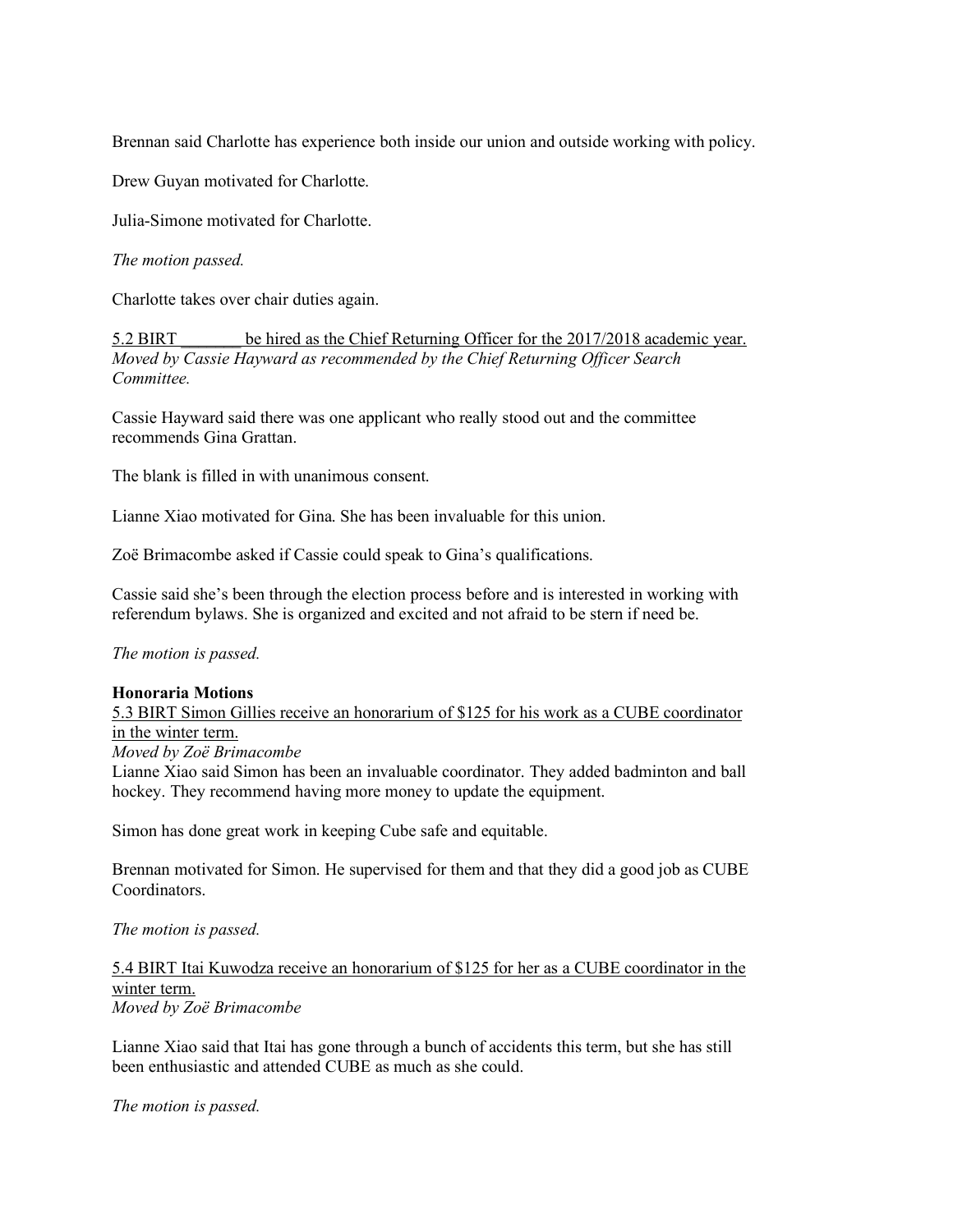Brennan said Charlotte has experience both inside our union and outside working with policy.

Drew Guyan motivated for Charlotte.

Julia-Simone motivated for Charlotte.

*The motion passed.*

Charlotte takes over chair duties again.

<u>5.2 BIRT _______ be hired as the Chief Returning Officer for the 2017/2018 academic year.</u>
*Moved by Cassie Hayward as recommended by the Chief Returning Officer Search Committee.*

Cassie Hayward said there was one applicant who really stood out and the committee recommends Gina Grattan.

The blank is filled in with unanimous consent.

Lianne Xiao motivated for Gina. She has been invaluable for this union.

Zoë Brimacombe asked if Cassie could speak to Gina's qualifications.

Cassie said she's been through the election process before and is interested in working with referendum bylaws. She is organized and excited and not afraid to be stern if need be.

*The motion is passed.*

**Honoraria Motions**

<u>5.3 BIRT Simon Gillies receive an honorarium of $125 for his work as a CUBE coordinator in the winter term.</u>
*Moved by Zoë Brimacombe*
Lianne Xiao said Simon has been an invaluable coordinator. They added badminton and ball hockey. They recommend having more money to update the equipment.

Simon has done great work in keeping Cube safe and equitable.

Brennan motivated for Simon. He supervised for them and that they did a good job as CUBE Coordinators.

*The motion is passed.*

<u>5.4 BIRT Itai Kuwodza receive an honorarium of $125 for her as a CUBE coordinator in the winter term.</u>
*Moved by Zoë Brimacombe*

Lianne Xiao said that Itai has gone through a bunch of accidents this term, but she has still been enthusiastic and attended CUBE as much as she could.

*The motion is passed.*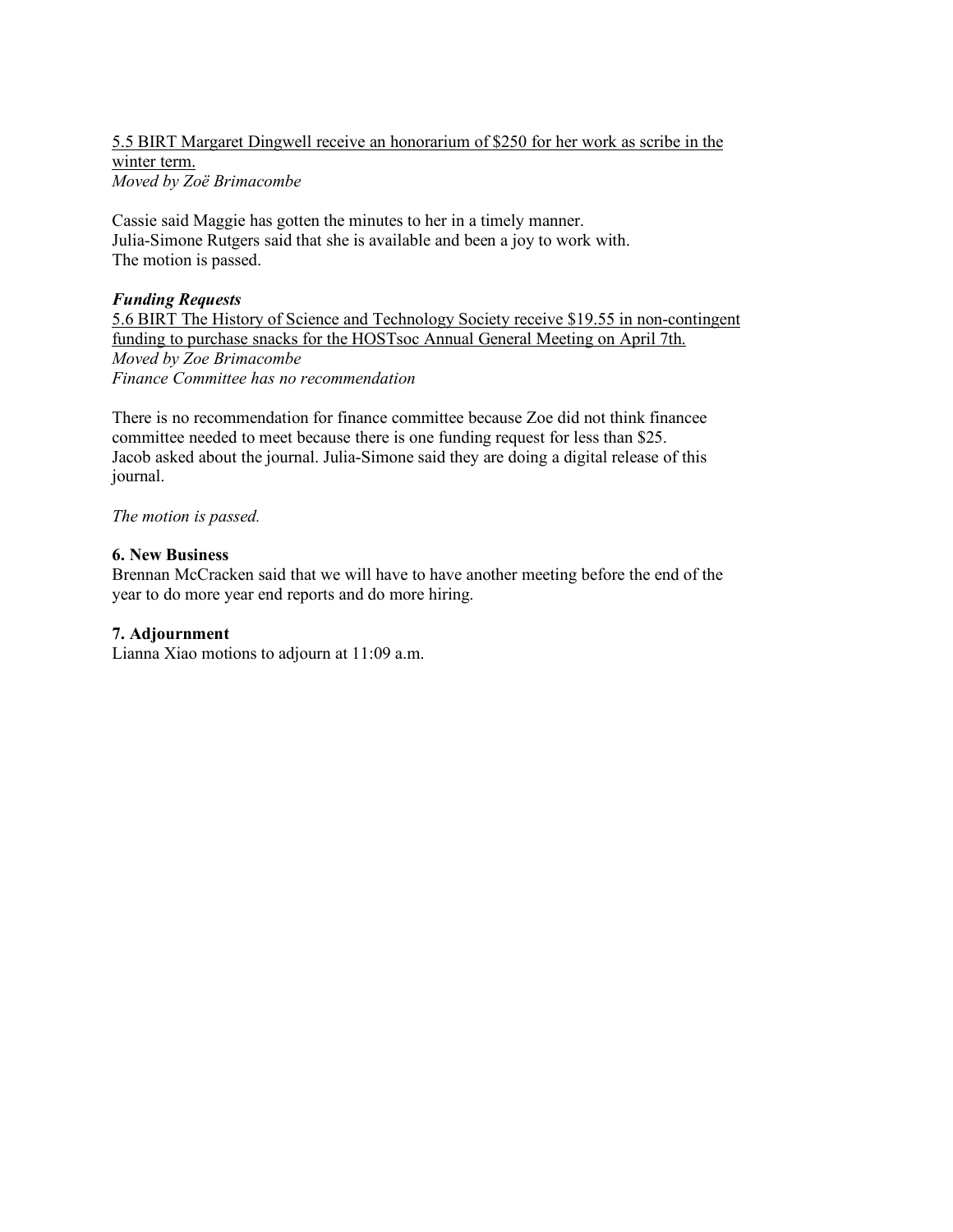<u>5.5 BIRT Margaret Dingwell receive an honorarium of $250 for her work as scribe in the winter term.</u>
*Moved by Zoë Brimacombe*

Cassie said Maggie has gotten the minutes to her in a timely manner.
Julia-Simone Rutgers said that she is available and been a joy to work with.
The motion is passed.

***Funding Requests***

<u>5.6 BIRT The History of Science and Technology Society receive $19.55 in non-contingent funding to purchase snacks for the HOSTsoc Annual General Meeting on April 7th.</u>
*Moved by Zoe Brimacombe*
*Finance Committee has no recommendation*

There is no recommendation for finance committee because Zoe did not think financee committee needed to meet because there is one funding request for less than $25.
Jacob asked about the journal. Julia-Simone said they are doing a digital release of this journal.

*The motion is passed.*

**6. New Business**

Brennan McCracken said that we will have to have another meeting before the end of the year to do more year end reports and do more hiring.

**7. Adjournment**

Lianna Xiao motions to adjourn at 11:09 a.m.